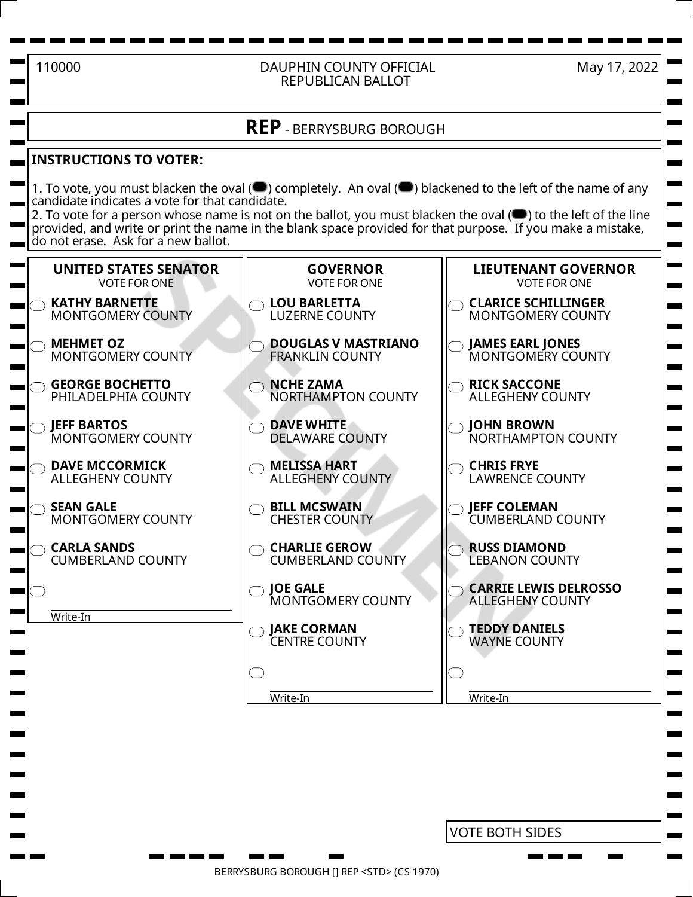110000

DAUPHIN COUNTY OFFICIAL
REPUBLICAN BALLOT

May 17, 2022

# **REP** - BERRYSBURG BOROUGH

**INSTRUCTIONS TO VOTER:**

1. To vote, you must blacken the oval (⬬) completely. An oval (⬬) blackened to the left of the name of any candidate indicates a vote for that candidate.
2. To vote for a person whose name is not on the ballot, you must blacken the oval (⬬) to the left of the line provided, and write or print the name in the blank space provided for that purpose. If you make a mistake, do not erase. Ask for a new ballot.

## UNITED STATES SENATOR
VOTE FOR ONE

- **KATHY BARNETTE** MONTGOMERY COUNTY
- **MEHMET OZ** MONTGOMERY COUNTY
- **GEORGE BOCHETTO** PHILADELPHIA COUNTY
- **JEFF BARTOS** MONTGOMERY COUNTY
- **DAVE MCCORMICK** ALLEGHENY COUNTY
- **SEAN GALE** MONTGOMERY COUNTY
- **CARLA SANDS** CUMBERLAND COUNTY
- Write-In

## GOVERNOR
VOTE FOR ONE

- **LOU BARLETTA** LUZERNE COUNTY
- **DOUGLAS V MASTRIANO** FRANKLIN COUNTY
- **NCHE ZAMA** NORTHAMPTON COUNTY
- **DAVE WHITE** DELAWARE COUNTY
- **MELISSA HART** ALLEGHENY COUNTY
- **BILL MCSWAIN** CHESTER COUNTY
- **CHARLIE GEROW** CUMBERLAND COUNTY
- **JOE GALE** MONTGOMERY COUNTY
- **JAKE CORMAN** CENTRE COUNTY
- Write-In

## LIEUTENANT GOVERNOR
VOTE FOR ONE

- **CLARICE SCHILLINGER** MONTGOMERY COUNTY
- **JAMES EARL JONES** MONTGOMERY COUNTY
- **RICK SACCONE** ALLEGHENY COUNTY
- **JOHN BROWN** NORTHAMPTON COUNTY
- **CHRIS FRYE** LAWRENCE COUNTY
- **JEFF COLEMAN** CUMBERLAND COUNTY
- **RUSS DIAMOND** LEBANON COUNTY
- **CARRIE LEWIS DELROSSO** ALLEGHENY COUNTY
- **TEDDY DANIELS** WAYNE COUNTY
- Write-In

VOTE BOTH SIDES

BERRYSBURG BOROUGH [] REP <STD> (CS 1970)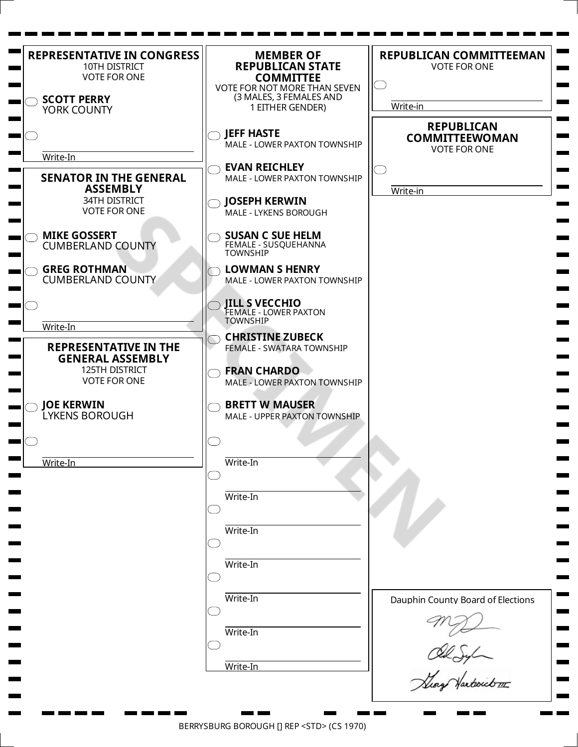## REPRESENTATIVE IN CONGRESS
10TH DISTRICT
VOTE FOR ONE

- **SCOTT PERRY**
  YORK COUNTY
- Write-In

## SENATOR IN THE GENERAL ASSEMBLY
34TH DISTRICT
VOTE FOR ONE

- **MIKE GOSSERT**
  CUMBERLAND COUNTY
- **GREG ROTHMAN**
  CUMBERLAND COUNTY
- Write-In

## REPRESENTATIVE IN THE GENERAL ASSEMBLY
125TH DISTRICT
VOTE FOR ONE

- **JOE KERWIN**
  LYKENS BOROUGH
- Write-In

## MEMBER OF REPUBLICAN STATE COMMITTEE
VOTE FOR NOT MORE THAN SEVEN
(3 MALES, 3 FEMALES AND
1 EITHER GENDER)

- **JEFF HASTE**
  MALE - LOWER PAXTON TOWNSHIP
- **EVAN REICHLEY**
  MALE - LOWER PAXTON TOWNSHIP
- **JOSEPH KERWIN**
  MALE - LYKENS BOROUGH
- **SUSAN C SUE HELM**
  FEMALE - SUSQUEHANNA TOWNSHIP
- **LOWMAN S HENRY**
  MALE - LOWER PAXTON TOWNSHIP
- **JILL S VECCHIO**
  FEMALE - LOWER PAXTON TOWNSHIP
- **CHRISTINE ZUBECK**
  FEMALE - SWATARA TOWNSHIP
- **FRAN CHARDO**
  MALE - LOWER PAXTON TOWNSHIP
- **BRETT W MAUSER**
  MALE - UPPER PAXTON TOWNSHIP
- Write-In
- Write-In
- Write-In
- Write-In
- Write-In
- Write-In
- Write-In

## REPUBLICAN COMMITTEEMAN
VOTE FOR ONE

- Write-in

## REPUBLICAN COMMITTEEWOMAN
VOTE FOR ONE

- Write-in

SPECIMEN

Dauphin County Board of Elections

BERRYSBURG BOROUGH [] REP <STD> (CS 1970)